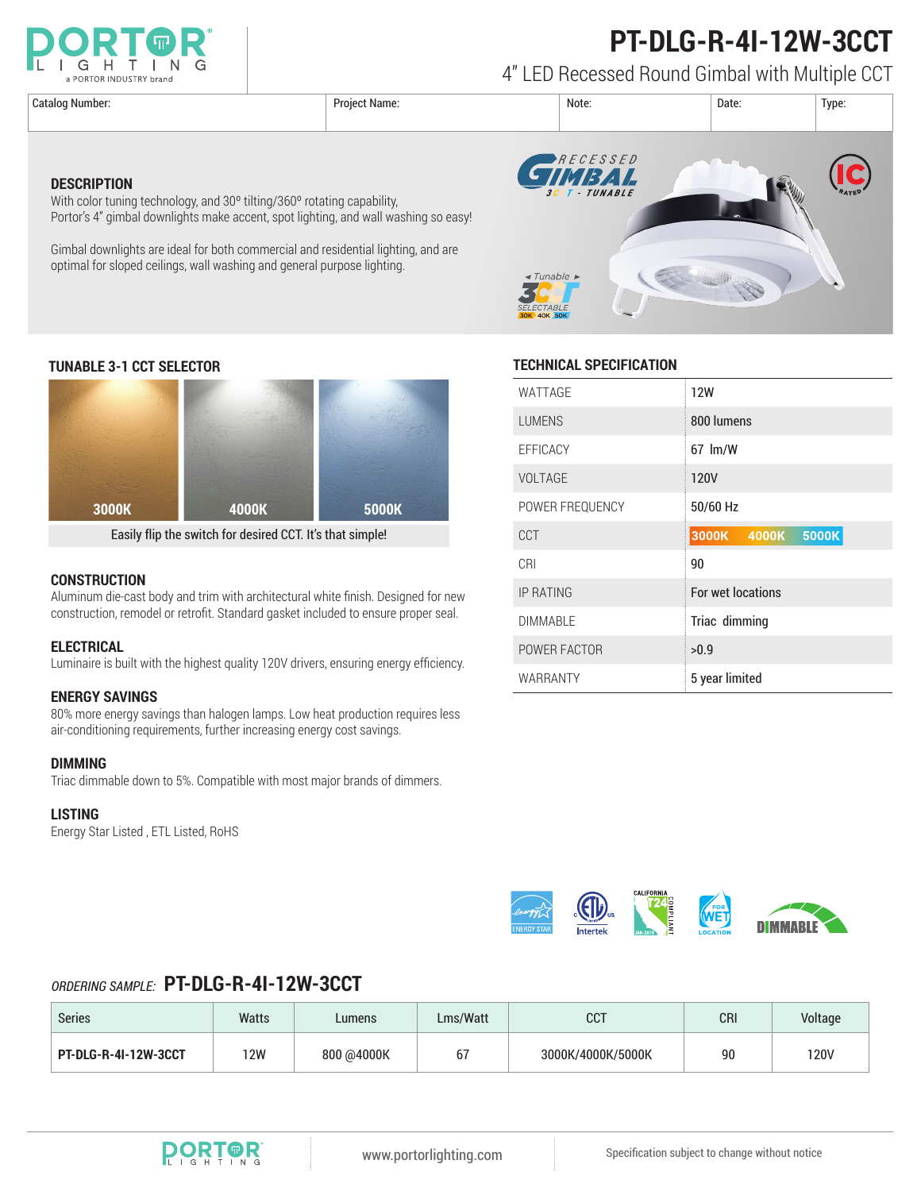# PT-DLG-R-4I-12W-3CCT

4" LED Recessed Round Gimbal with Multiple CCT

| Catalog Number: | Project Name: | Note: | Date: | Type: |
|---|---|---|---|---|
| | | | | |

## DESCRIPTION

With color tuning technology, and 30º tilting/360º rotating capability, Portor's 4" gimbal downlights make accent, spot lighting, and wall washing so easy!

Gimbal downlights are ideal for both commercial and residential lighting, and are optimal for sloped ceilings, wall washing and general purpose lighting.

## TUNABLE 3-1 CCT SELECTOR

3000K 4000K 5000K

Easily flip the switch for desired CCT. It's that simple!

## CONSTRUCTION

Aluminum die-cast body and trim with architectural white finish. Designed for new construction, remodel or retrofit. Standard gasket included to ensure proper seal.

## ELECTRICAL

Luminaire is built with the highest quality 120V drivers, ensuring energy efficiency.

## ENERGY SAVINGS

80% more energy savings than halogen lamps. Low heat production requires less air-conditioning requirements, further increasing energy cost savings.

## DIMMING

Triac dimmable down to 5%. Compatible with most major brands of dimmers.

## LISTING

Energy Star Listed , ETL Listed, RoHS

## TECHNICAL SPECIFICATION

| | |
|---|---|
| WATTAGE | 12W |
| LUMENS | 800 lumens |
| EFFICACY | 67 lm/W |
| VOLTAGE | 120V |
| POWER FREQUENCY | 50/60 Hz |
| CCT | 3000K 4000K 5000K |
| CRI | 90 |
| IP RATING | For wet locations |
| DIMMABLE | Triac dimming |
| POWER FACTOR | >0.9 |
| WARRANTY | 5 year limited |

*ORDERING SAMPLE:* **PT-DLG-R-4I-12W-3CCT**

| Series | Watts | Lumens | Lms/Watt | CCT | CRI | Voltage |
|---|---|---|---|---|---|---|
| **PT-DLG-R-4I-12W-3CCT** | 12W | 800 @4000K | 67 | 3000K/4000K/5000K | 90 | 120V |

www.portorlighting.com

Specification subject to change without notice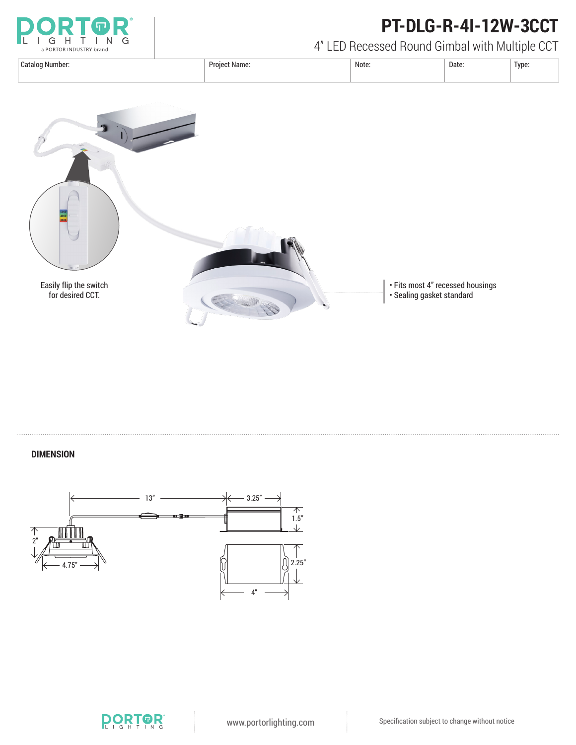# PT-DLG-R-4I-12W-3CCT

4" LED Recessed Round Gimbal with Multiple CCT

| Catalog Number: | Project Name: | Note: | Date: | Type: |
|---|---|---|---|---|
| | | | | |

5000
4000
3000

Easily flip the switch for desired CCT.

- Fits most 4" recessed housings
- Sealing gasket standard

## DIMENSION

13"
3.25"
1.5"
2"
4.75"
2.25"
4"